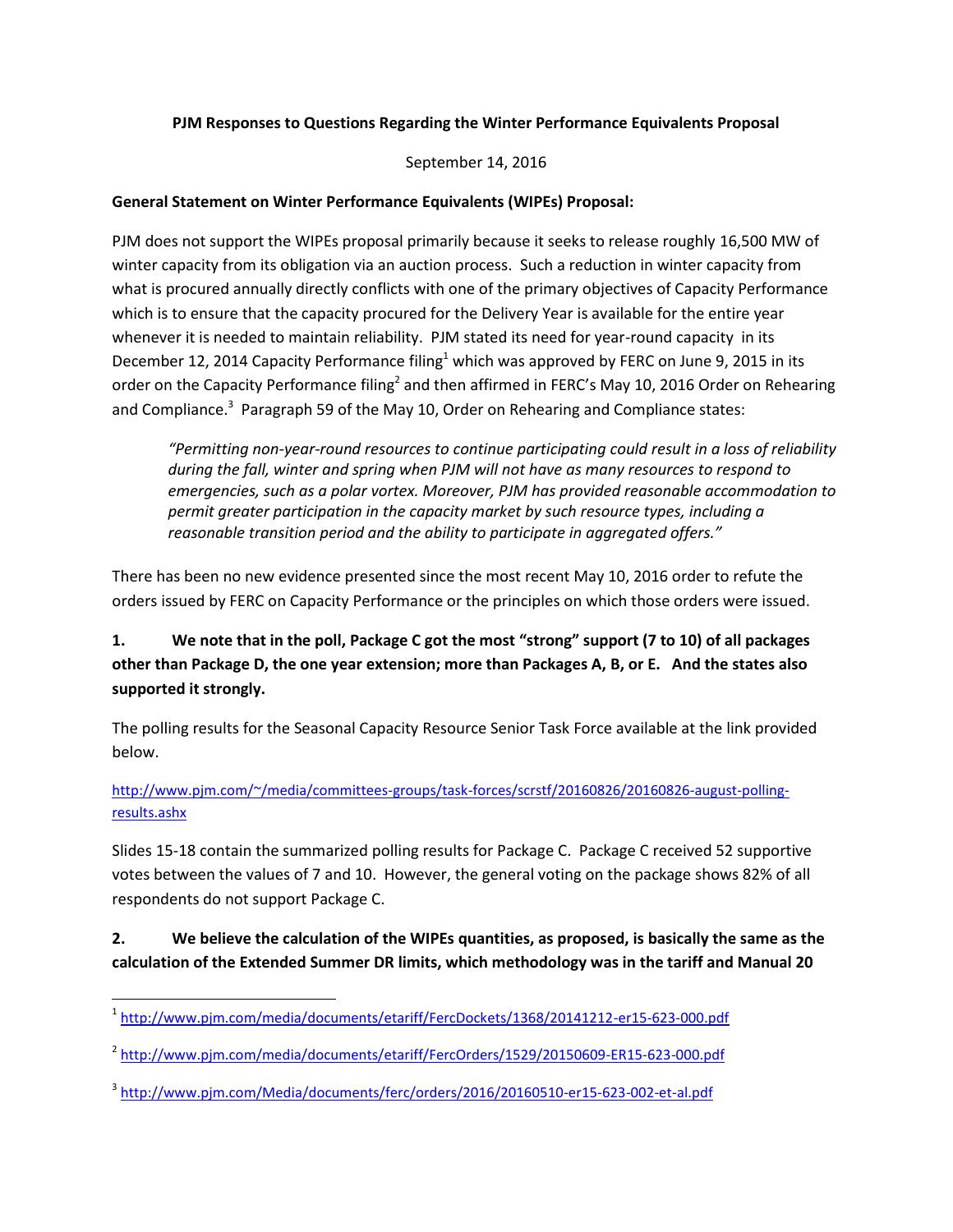**PJM Responses to Questions Regarding the Winter Performance Equivalents Proposal**

September 14, 2016

**General Statement on Winter Performance Equivalents (WIPEs) Proposal:**

PJM does not support the WIPEs proposal primarily because it seeks to release roughly 16,500 MW of winter capacity from its obligation via an auction process. Such a reduction in winter capacity from what is procured annually directly conflicts with one of the primary objectives of Capacity Performance which is to ensure that the capacity procured for the Delivery Year is available for the entire year whenever it is needed to maintain reliability. PJM stated its need for year-round capacity in its December 12, 2014 Capacity Performance filing[1] which was approved by FERC on June 9, 2015 in its order on the Capacity Performance filing[2] and then affirmed in FERC's May 10, 2016 Order on Rehearing and Compliance.[3] Paragraph 59 of the May 10, Order on Rehearing and Compliance states:

> *"Permitting non-year-round resources to continue participating could result in a loss of reliability during the fall, winter and spring when PJM will not have as many resources to respond to emergencies, such as a polar vortex. Moreover, PJM has provided reasonable accommodation to permit greater participation in the capacity market by such resource types, including a reasonable transition period and the ability to participate in aggregated offers."*

There has been no new evidence presented since the most recent May 10, 2016 order to refute the orders issued by FERC on Capacity Performance or the principles on which those orders were issued.

**1. We note that in the poll, Package C got the most "strong" support (7 to 10) of all packages other than Package D, the one year extension; more than Packages A, B, or E. And the states also supported it strongly.**

The polling results for the Seasonal Capacity Resource Senior Task Force available at the link provided below.

http://www.pjm.com/~/media/committees-groups/task-forces/scrstf/20160826/20160826-august-polling-results.ashx

Slides 15-18 contain the summarized polling results for Package C. Package C received 52 supportive votes between the values of 7 and 10. However, the general voting on the package shows 82% of all respondents do not support Package C.

**2. We believe the calculation of the WIPEs quantities, as proposed, is basically the same as the calculation of the Extended Summer DR limits, which methodology was in the tariff and Manual 20**

---

[1] http://www.pjm.com/media/documents/etariff/FercDockets/1368/20141212-er15-623-000.pdf

[2] http://www.pjm.com/media/documents/etariff/FercOrders/1529/20150609-ER15-623-000.pdf

[3] http://www.pjm.com/Media/documents/ferc/orders/2016/20160510-er15-623-002-et-al.pdf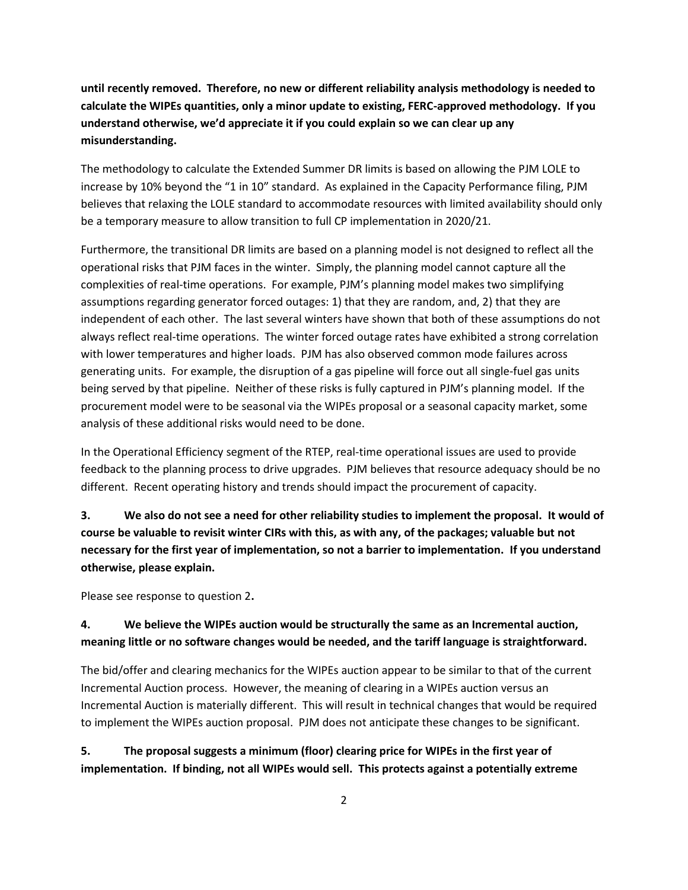**until recently removed. Therefore, no new or different reliability analysis methodology is needed to calculate the WIPEs quantities, only a minor update to existing, FERC-approved methodology. If you understand otherwise, we'd appreciate it if you could explain so we can clear up any misunderstanding.**

The methodology to calculate the Extended Summer DR limits is based on allowing the PJM LOLE to increase by 10% beyond the "1 in 10" standard. As explained in the Capacity Performance filing, PJM believes that relaxing the LOLE standard to accommodate resources with limited availability should only be a temporary measure to allow transition to full CP implementation in 2020/21.

Furthermore, the transitional DR limits are based on a planning model is not designed to reflect all the operational risks that PJM faces in the winter. Simply, the planning model cannot capture all the complexities of real-time operations. For example, PJM's planning model makes two simplifying assumptions regarding generator forced outages: 1) that they are random, and, 2) that they are independent of each other. The last several winters have shown that both of these assumptions do not always reflect real-time operations. The winter forced outage rates have exhibited a strong correlation with lower temperatures and higher loads. PJM has also observed common mode failures across generating units. For example, the disruption of a gas pipeline will force out all single-fuel gas units being served by that pipeline. Neither of these risks is fully captured in PJM's planning model. If the procurement model were to be seasonal via the WIPEs proposal or a seasonal capacity market, some analysis of these additional risks would need to be done.

In the Operational Efficiency segment of the RTEP, real-time operational issues are used to provide feedback to the planning process to drive upgrades. PJM believes that resource adequacy should be no different. Recent operating history and trends should impact the procurement of capacity.

**3. We also do not see a need for other reliability studies to implement the proposal. It would of course be valuable to revisit winter CIRs with this, as with any, of the packages; valuable but not necessary for the first year of implementation, so not a barrier to implementation. If you understand otherwise, please explain.**

Please see response to question 2**.**

**4. We believe the WIPEs auction would be structurally the same as an Incremental auction, meaning little or no software changes would be needed, and the tariff language is straightforward.**

The bid/offer and clearing mechanics for the WIPEs auction appear to be similar to that of the current Incremental Auction process. However, the meaning of clearing in a WIPEs auction versus an Incremental Auction is materially different. This will result in technical changes that would be required to implement the WIPEs auction proposal. PJM does not anticipate these changes to be significant.

**5. The proposal suggests a minimum (floor) clearing price for WIPEs in the first year of implementation. If binding, not all WIPEs would sell. This protects against a potentially extreme**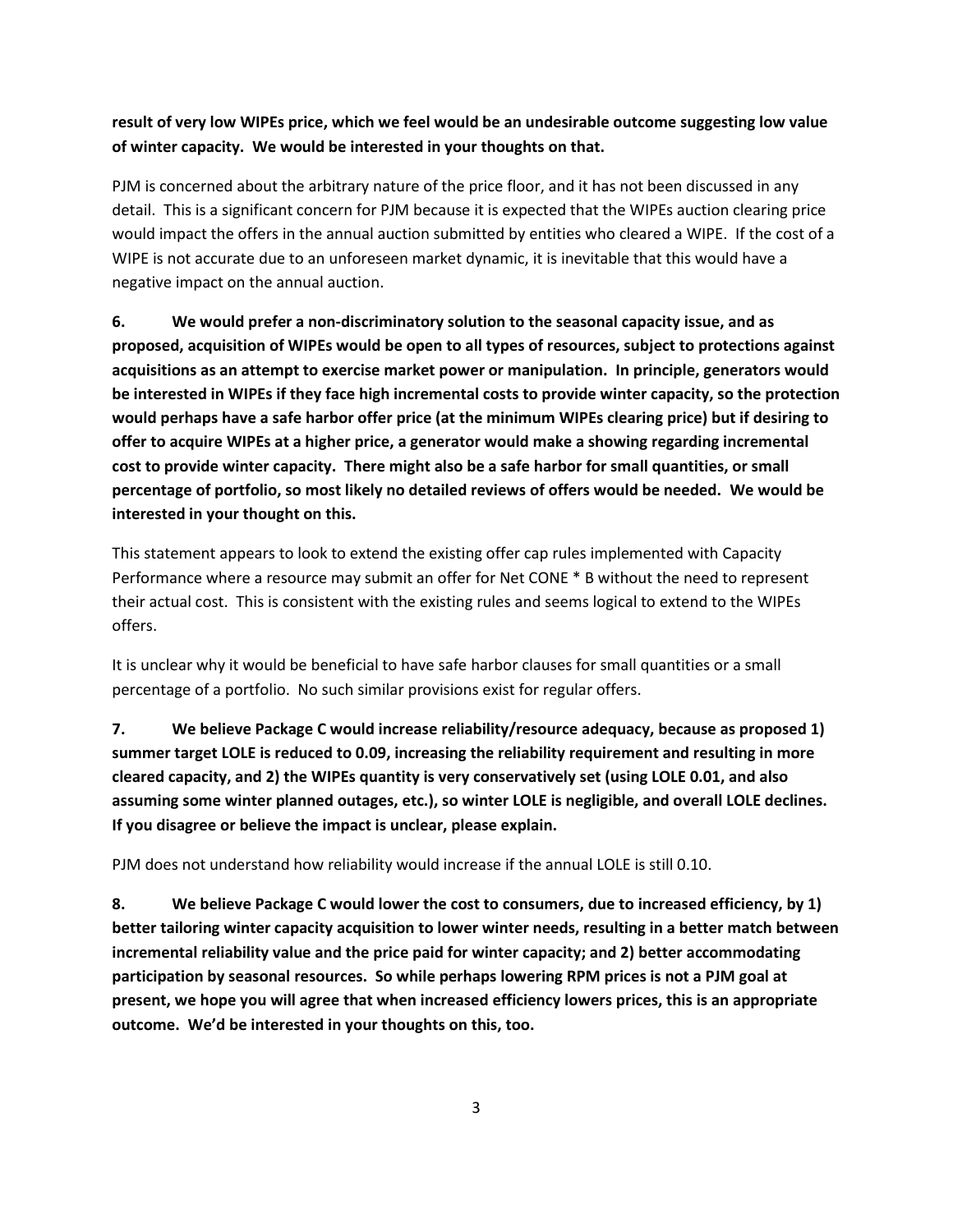**result of very low WIPEs price, which we feel would be an undesirable outcome suggesting low value of winter capacity. We would be interested in your thoughts on that.**

PJM is concerned about the arbitrary nature of the price floor, and it has not been discussed in any detail. This is a significant concern for PJM because it is expected that the WIPEs auction clearing price would impact the offers in the annual auction submitted by entities who cleared a WIPE. If the cost of a WIPE is not accurate due to an unforeseen market dynamic, it is inevitable that this would have a negative impact on the annual auction.

**6. We would prefer a non-discriminatory solution to the seasonal capacity issue, and as proposed, acquisition of WIPEs would be open to all types of resources, subject to protections against acquisitions as an attempt to exercise market power or manipulation. In principle, generators would be interested in WIPEs if they face high incremental costs to provide winter capacity, so the protection would perhaps have a safe harbor offer price (at the minimum WIPEs clearing price) but if desiring to offer to acquire WIPEs at a higher price, a generator would make a showing regarding incremental cost to provide winter capacity. There might also be a safe harbor for small quantities, or small percentage of portfolio, so most likely no detailed reviews of offers would be needed. We would be interested in your thought on this.**

This statement appears to look to extend the existing offer cap rules implemented with Capacity Performance where a resource may submit an offer for Net CONE * B without the need to represent their actual cost. This is consistent with the existing rules and seems logical to extend to the WIPEs offers.

It is unclear why it would be beneficial to have safe harbor clauses for small quantities or a small percentage of a portfolio. No such similar provisions exist for regular offers.

**7. We believe Package C would increase reliability/resource adequacy, because as proposed 1) summer target LOLE is reduced to 0.09, increasing the reliability requirement and resulting in more cleared capacity, and 2) the WIPEs quantity is very conservatively set (using LOLE 0.01, and also assuming some winter planned outages, etc.), so winter LOLE is negligible, and overall LOLE declines. If you disagree or believe the impact is unclear, please explain.**

PJM does not understand how reliability would increase if the annual LOLE is still 0.10.

**8. We believe Package C would lower the cost to consumers, due to increased efficiency, by 1) better tailoring winter capacity acquisition to lower winter needs, resulting in a better match between incremental reliability value and the price paid for winter capacity; and 2) better accommodating participation by seasonal resources. So while perhaps lowering RPM prices is not a PJM goal at present, we hope you will agree that when increased efficiency lowers prices, this is an appropriate outcome. We'd be interested in your thoughts on this, too.**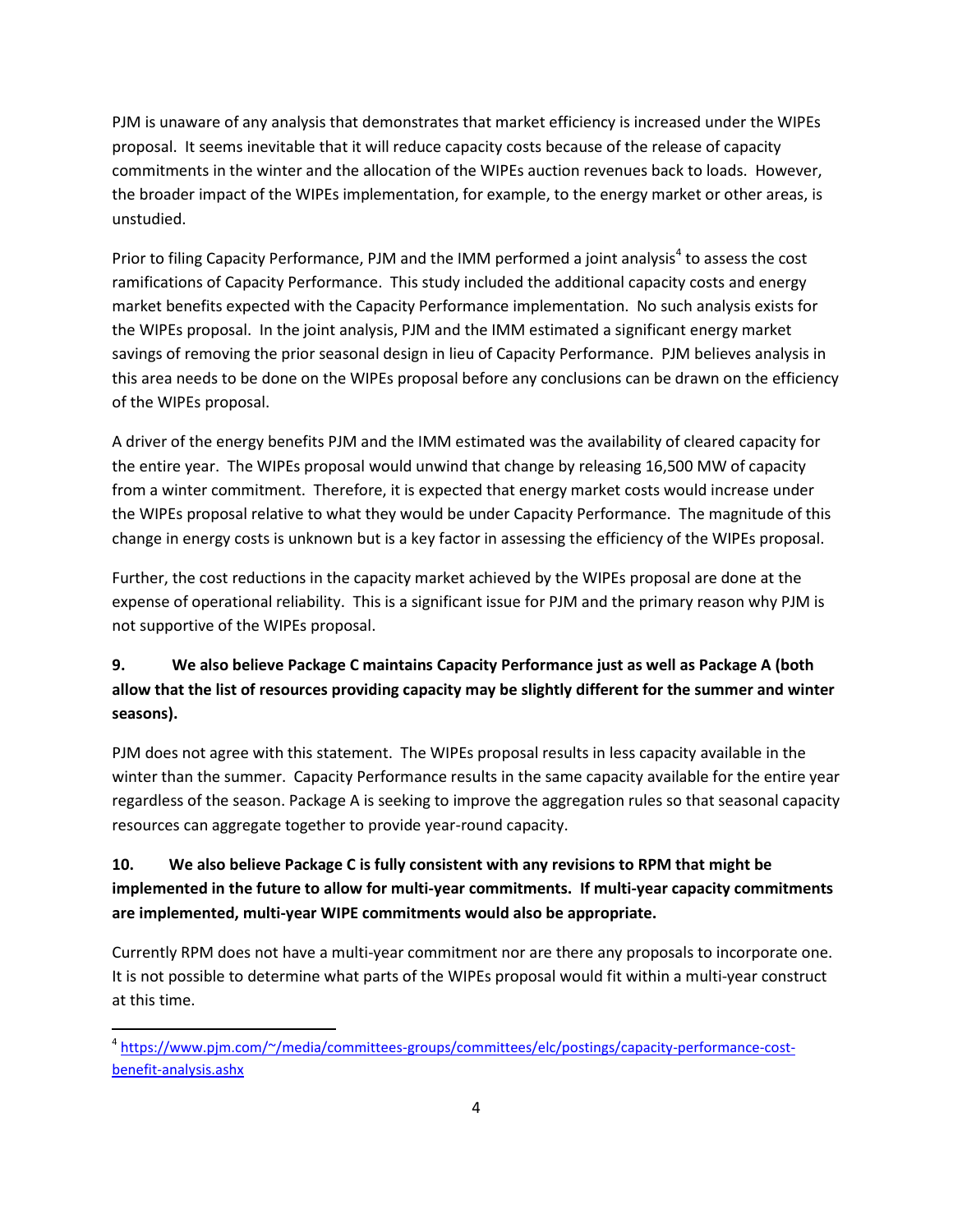PJM is unaware of any analysis that demonstrates that market efficiency is increased under the WIPEs proposal. It seems inevitable that it will reduce capacity costs because of the release of capacity commitments in the winter and the allocation of the WIPEs auction revenues back to loads. However, the broader impact of the WIPEs implementation, for example, to the energy market or other areas, is unstudied.

Prior to filing Capacity Performance, PJM and the IMM performed a joint analysis[4] to assess the cost ramifications of Capacity Performance. This study included the additional capacity costs and energy market benefits expected with the Capacity Performance implementation. No such analysis exists for the WIPEs proposal. In the joint analysis, PJM and the IMM estimated a significant energy market savings of removing the prior seasonal design in lieu of Capacity Performance. PJM believes analysis in this area needs to be done on the WIPEs proposal before any conclusions can be drawn on the efficiency of the WIPEs proposal.

A driver of the energy benefits PJM and the IMM estimated was the availability of cleared capacity for the entire year. The WIPEs proposal would unwind that change by releasing 16,500 MW of capacity from a winter commitment. Therefore, it is expected that energy market costs would increase under the WIPEs proposal relative to what they would be under Capacity Performance. The magnitude of this change in energy costs is unknown but is a key factor in assessing the efficiency of the WIPEs proposal.

Further, the cost reductions in the capacity market achieved by the WIPEs proposal are done at the expense of operational reliability. This is a significant issue for PJM and the primary reason why PJM is not supportive of the WIPEs proposal.

**9. We also believe Package C maintains Capacity Performance just as well as Package A (both allow that the list of resources providing capacity may be slightly different for the summer and winter seasons).**

PJM does not agree with this statement. The WIPEs proposal results in less capacity available in the winter than the summer. Capacity Performance results in the same capacity available for the entire year regardless of the season. Package A is seeking to improve the aggregation rules so that seasonal capacity resources can aggregate together to provide year-round capacity.

**10. We also believe Package C is fully consistent with any revisions to RPM that might be implemented in the future to allow for multi-year commitments. If multi-year capacity commitments are implemented, multi-year WIPE commitments would also be appropriate.**

Currently RPM does not have a multi-year commitment nor are there any proposals to incorporate one. It is not possible to determine what parts of the WIPEs proposal would fit within a multi-year construct at this time.

[4] https://www.pjm.com/~/media/committees-groups/committees/elc/postings/capacity-performance-cost-benefit-analysis.ashx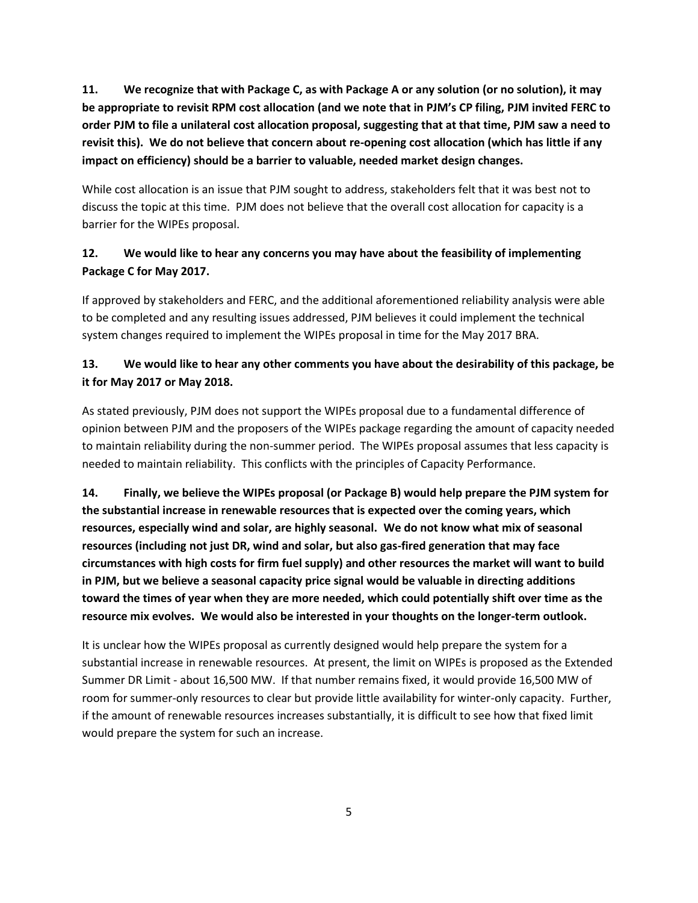**11. We recognize that with Package C, as with Package A or any solution (or no solution), it may be appropriate to revisit RPM cost allocation (and we note that in PJM's CP filing, PJM invited FERC to order PJM to file a unilateral cost allocation proposal, suggesting that at that time, PJM saw a need to revisit this). We do not believe that concern about re-opening cost allocation (which has little if any impact on efficiency) should be a barrier to valuable, needed market design changes.**

While cost allocation is an issue that PJM sought to address, stakeholders felt that it was best not to discuss the topic at this time. PJM does not believe that the overall cost allocation for capacity is a barrier for the WIPEs proposal.

**12. We would like to hear any concerns you may have about the feasibility of implementing Package C for May 2017.**

If approved by stakeholders and FERC, and the additional aforementioned reliability analysis were able to be completed and any resulting issues addressed, PJM believes it could implement the technical system changes required to implement the WIPEs proposal in time for the May 2017 BRA.

**13. We would like to hear any other comments you have about the desirability of this package, be it for May 2017 or May 2018.**

As stated previously, PJM does not support the WIPEs proposal due to a fundamental difference of opinion between PJM and the proposers of the WIPEs package regarding the amount of capacity needed to maintain reliability during the non-summer period. The WIPEs proposal assumes that less capacity is needed to maintain reliability. This conflicts with the principles of Capacity Performance.

**14. Finally, we believe the WIPEs proposal (or Package B) would help prepare the PJM system for the substantial increase in renewable resources that is expected over the coming years, which resources, especially wind and solar, are highly seasonal. We do not know what mix of seasonal resources (including not just DR, wind and solar, but also gas-fired generation that may face circumstances with high costs for firm fuel supply) and other resources the market will want to build in PJM, but we believe a seasonal capacity price signal would be valuable in directing additions toward the times of year when they are more needed, which could potentially shift over time as the resource mix evolves. We would also be interested in your thoughts on the longer-term outlook.**

It is unclear how the WIPEs proposal as currently designed would help prepare the system for a substantial increase in renewable resources. At present, the limit on WIPEs is proposed as the Extended Summer DR Limit - about 16,500 MW. If that number remains fixed, it would provide 16,500 MW of room for summer-only resources to clear but provide little availability for winter-only capacity. Further, if the amount of renewable resources increases substantially, it is difficult to see how that fixed limit would prepare the system for such an increase.